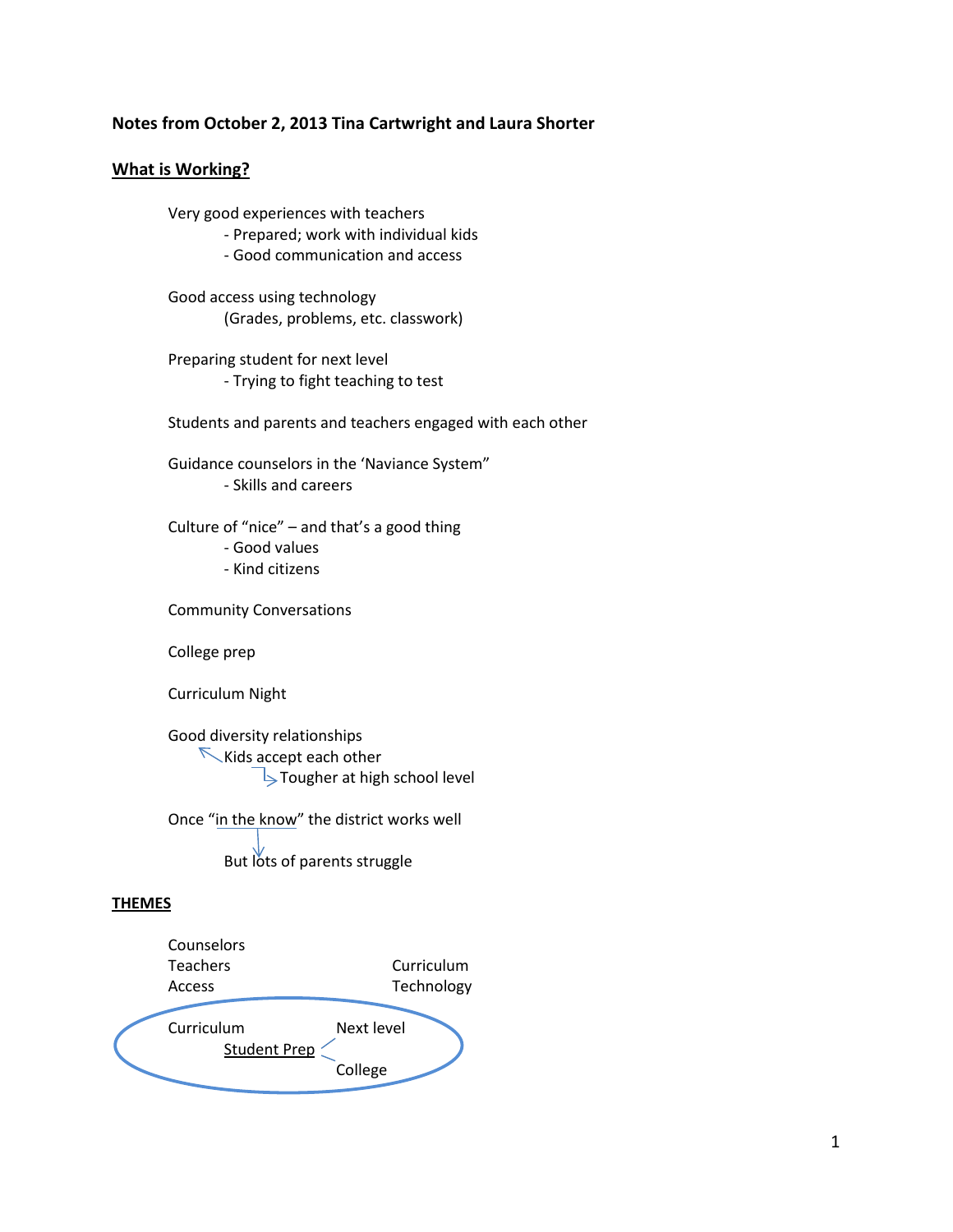**Notes from October 2, 2013 Tina Cartwright and Laura Shorter**

## What is Working?

Very good experiences with teachers
- Prepared; work with individual kids
- Good communication and access

Good access using technology
(Grades, problems, etc. classwork)

Preparing student for next level
- Trying to fight teaching to test

Students and parents and teachers engaged with each other

Guidance counselors in the 'Naviance System"
- Skills and careers

Culture of "nice" – and that's a good thing
- Good values
- Kind citizens

Community Conversations

College prep

Curriculum Night

Good diversity relationships
- Kids accept each other
  - Tougher at high school level

Once "in the know" the district works well

But lots of parents struggle

## THEMES

Counselors
Teachers
Access

Curriculum
Technology

Curriculum
Student Prep
- Next level
- College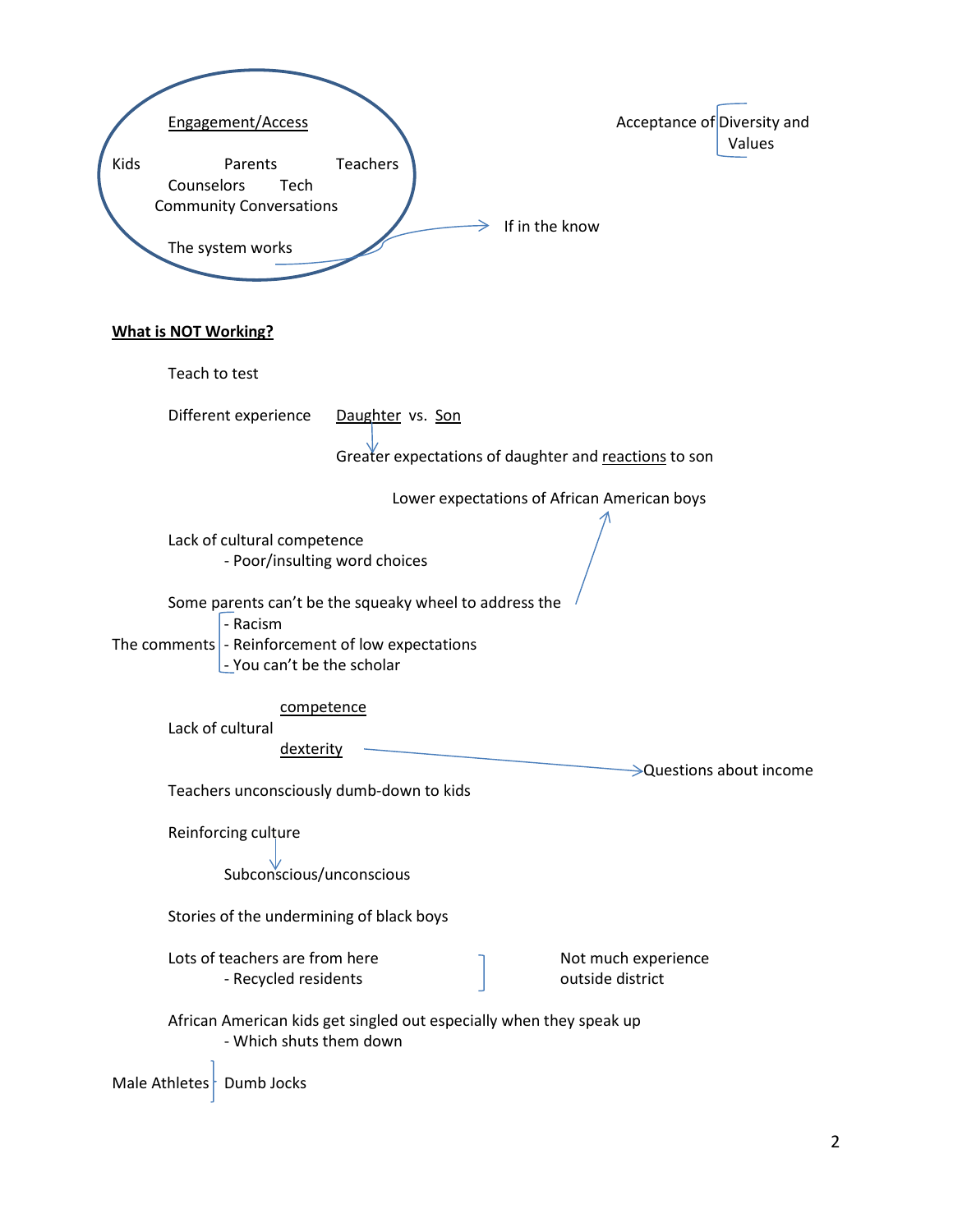Engagement/Access

Kids Parents Teachers
Counselors Tech
Community Conversations

The system works → If in the know

Acceptance of Diversity and Values

**What is NOT Working?**

Teach to test

Different experience Daughter vs. Son

Greater expectations of daughter and reactions to son

Lower expectations of African American boys

Lack of cultural competence
- Poor/insulting word choices

Some parents can't be the squeaky wheel to address the

The comments
- Racism
- Reinforcement of low expectations
- You can't be the scholar

Lack of cultural competence / dexterity → Questions about income

Teachers unconsciously dumb-down to kids

Reinforcing culture

Subconscious/unconscious

Stories of the undermining of black boys

Lots of teachers are from here
- Recycled residents

Not much experience outside district

African American kids get singled out especially when they speak up
- Which shuts them down

Male Athletes – Dumb Jocks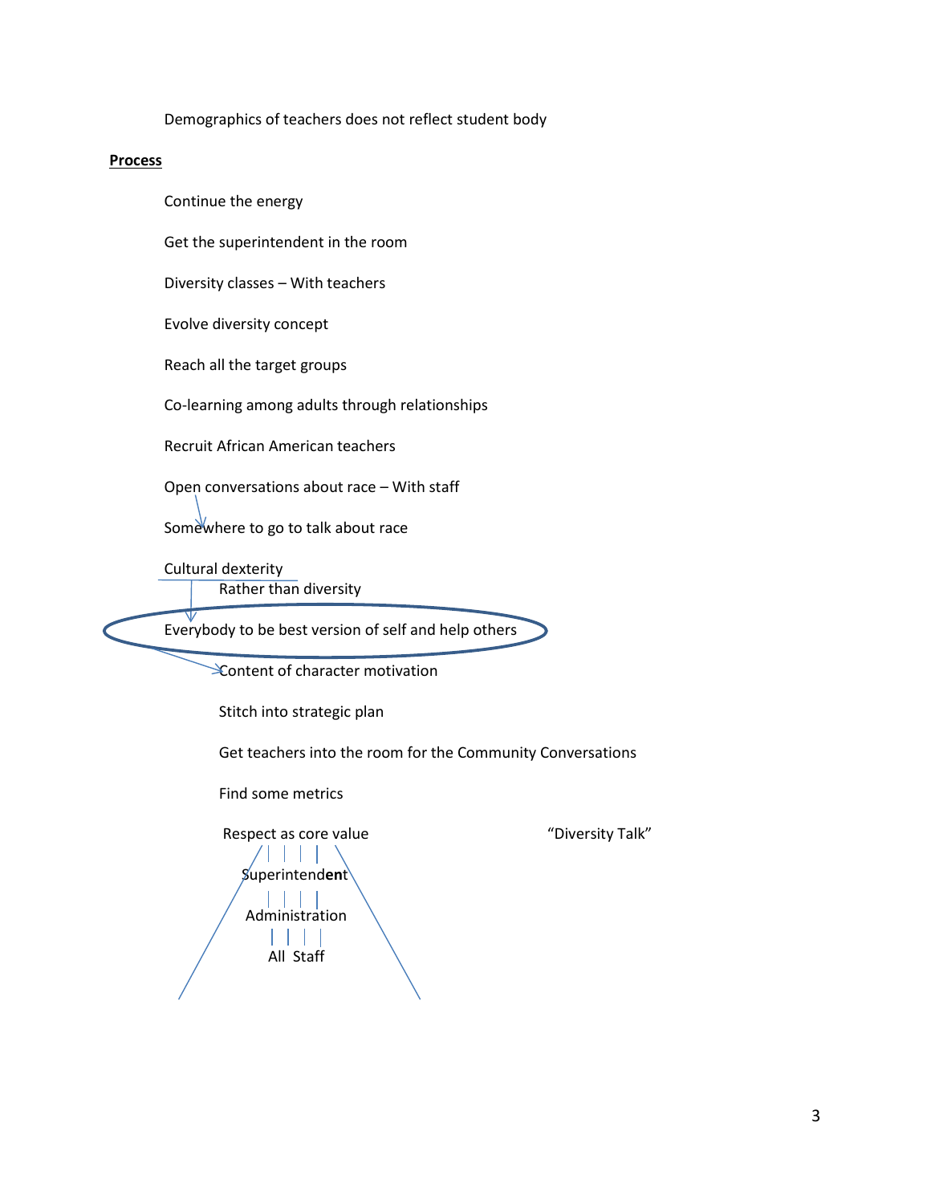Demographics of teachers does not reflect student body

**Process**

Continue the energy

Get the superintendent in the room

Diversity classes – With teachers

Evolve diversity concept

Reach all the target groups

Co-learning among adults through relationships

Recruit African American teachers

Open conversations about race – With staff

Somewhere to go to talk about race

Cultural dexterity

Rather than diversity

Everybody to be best version of self and help others

Content of character motivation

Stitch into strategic plan

Get teachers into the room for the Community Conversations

Find some metrics

Respect as core value

Superintendent

Administration

All Staff

"Diversity Talk"